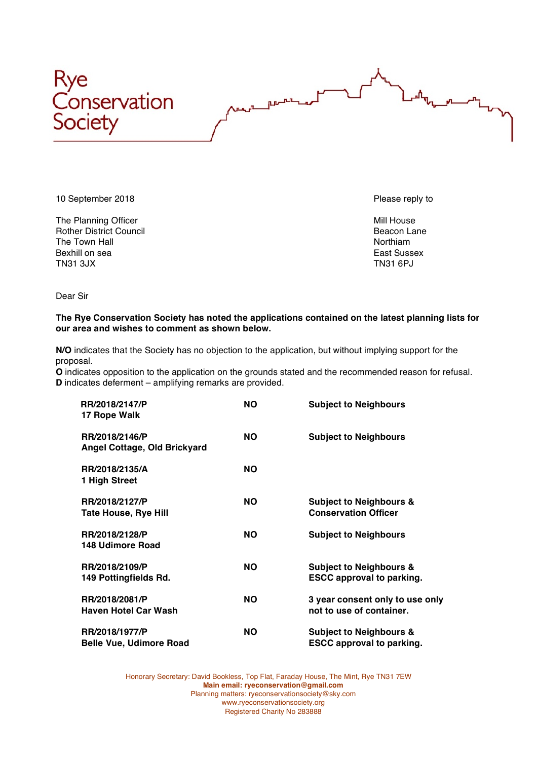# Rye Conservation Society

10 September 2018

The Planning Officer
Rother District Council
The Town Hall
Bexhill on sea
TN31 3JX

Please reply to

Mill House
Beacon Lane
Northiam
East Sussex
TN31 6PJ

Dear Sir

**The Rye Conservation Society has noted the applications contained on the latest planning lists for our area and wishes to comment as shown below.**

**N/O** indicates that the Society has no objection to the application, but without implying support for the proposal.
**O** indicates opposition to the application on the grounds stated and the recommended reason for refusal.
**D** indicates deferment – amplifying remarks are provided.

| | | |
|---|---|---|
| **RR/2018/2147/P**<br>**17 Rope Walk** | **NO** | **Subject to Neighbours** |
| **RR/2018/2146/P**<br>**Angel Cottage, Old Brickyard** | **NO** | **Subject to Neighbours** |
| **RR/2018/2135/A**<br>**1 High Street** | **NO** | |
| **RR/2018/2127/P**<br>**Tate House, Rye Hill** | **NO** | **Subject to Neighbours & Conservation Officer** |
| **RR/2018/2128/P**<br>**148 Udimore Road** | **NO** | **Subject to Neighbours** |
| **RR/2018/2109/P**<br>**149 Pottingfields Rd.** | **NO** | **Subject to Neighbours & ESCC approval to parking.** |
| **RR/2018/2081/P**<br>**Haven Hotel Car Wash** | **NO** | **3 year consent only to use only not to use of container.** |
| **RR/2018/1977/P**<br>**Belle Vue, Udimore Road** | **NO** | **Subject to Neighbours & ESCC approval to parking.** |

Honorary Secretary: David Bookless, Top Flat, Faraday House, The Mint, Rye TN31 7EW
**Main email: ryeconservation@gmail.com**
Planning matters: ryeconservationsociety@sky.com
www.ryeconservationsociety.org
Registered Charity No 283888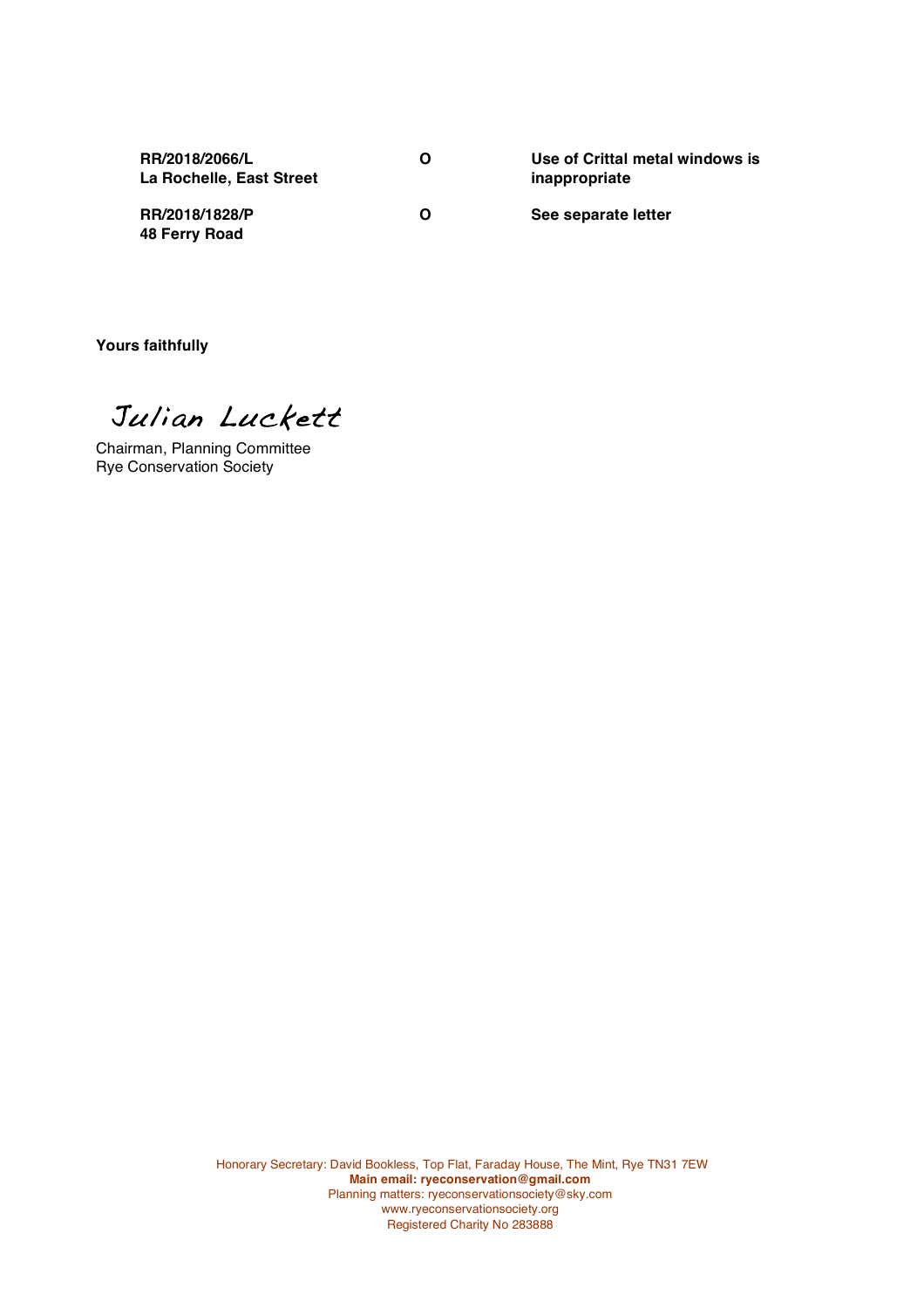| | | |
|---|---|---|
| **RR/2018/2066/L**<br>**La Rochelle, East Street** | **O** | **Use of Crittal metal windows is inappropriate** |
| **RR/2018/1828/P**<br>**48 Ferry Road** | **O** | **See separate letter** |

**Yours faithfully**

Julian Luckett

Chairman, Planning Committee
Rye Conservation Society

Honorary Secretary: David Bookless, Top Flat, Faraday House, The Mint, Rye TN31 7EW
**Main email: ryeconservation@gmail.com**
Planning matters: ryeconservationsociety@sky.com
www.ryeconservationsociety.org
Registered Charity No 283888